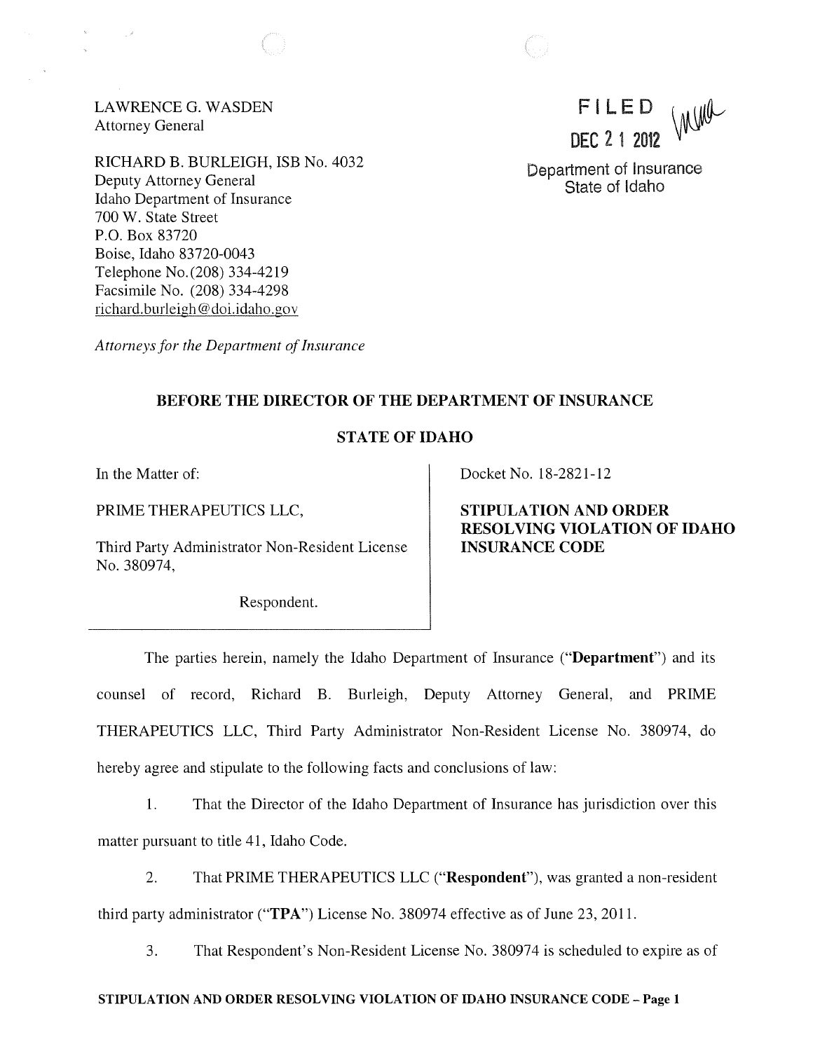LAWRENCE G. WASDEN
Attorney General

RICHARD B. BURLEIGH, ISB No. 4032
Deputy Attorney General
Idaho Department of Insurance
700 W. State Street
P.O. Box 83720
Boise, Idaho 83720-0043
Telephone No. (208) 334-4219
Facsimile No. (208) 334-4298
richard.burleigh@doi.idaho.gov

*Attorneys for the Department of Insurance*

FILED
DEC 21 2012
Department of Insurance
State of Idaho

## BEFORE THE DIRECTOR OF THE DEPARTMENT OF INSURANCE

## STATE OF IDAHO

In the Matter of:

PRIME THERAPEUTICS LLC,

Third Party Administrator Non-Resident License No. 380974,

Respondent.

Docket No. 18-2821-12

**STIPULATION AND ORDER RESOLVING VIOLATION OF IDAHO INSURANCE CODE**

The parties herein, namely the Idaho Department of Insurance ("**Department**") and its counsel of record, Richard B. Burleigh, Deputy Attorney General, and PRIME THERAPEUTICS LLC, Third Party Administrator Non-Resident License No. 380974, do hereby agree and stipulate to the following facts and conclusions of law:

1. That the Director of the Idaho Department of Insurance has jurisdiction over this matter pursuant to title 41, Idaho Code.

2. That PRIME THERAPEUTICS LLC ("**Respondent**"), was granted a non-resident third party administrator ("**TPA**") License No. 380974 effective as of June 23, 2011.

3. That Respondent's Non-Resident License No. 380974 is scheduled to expire as of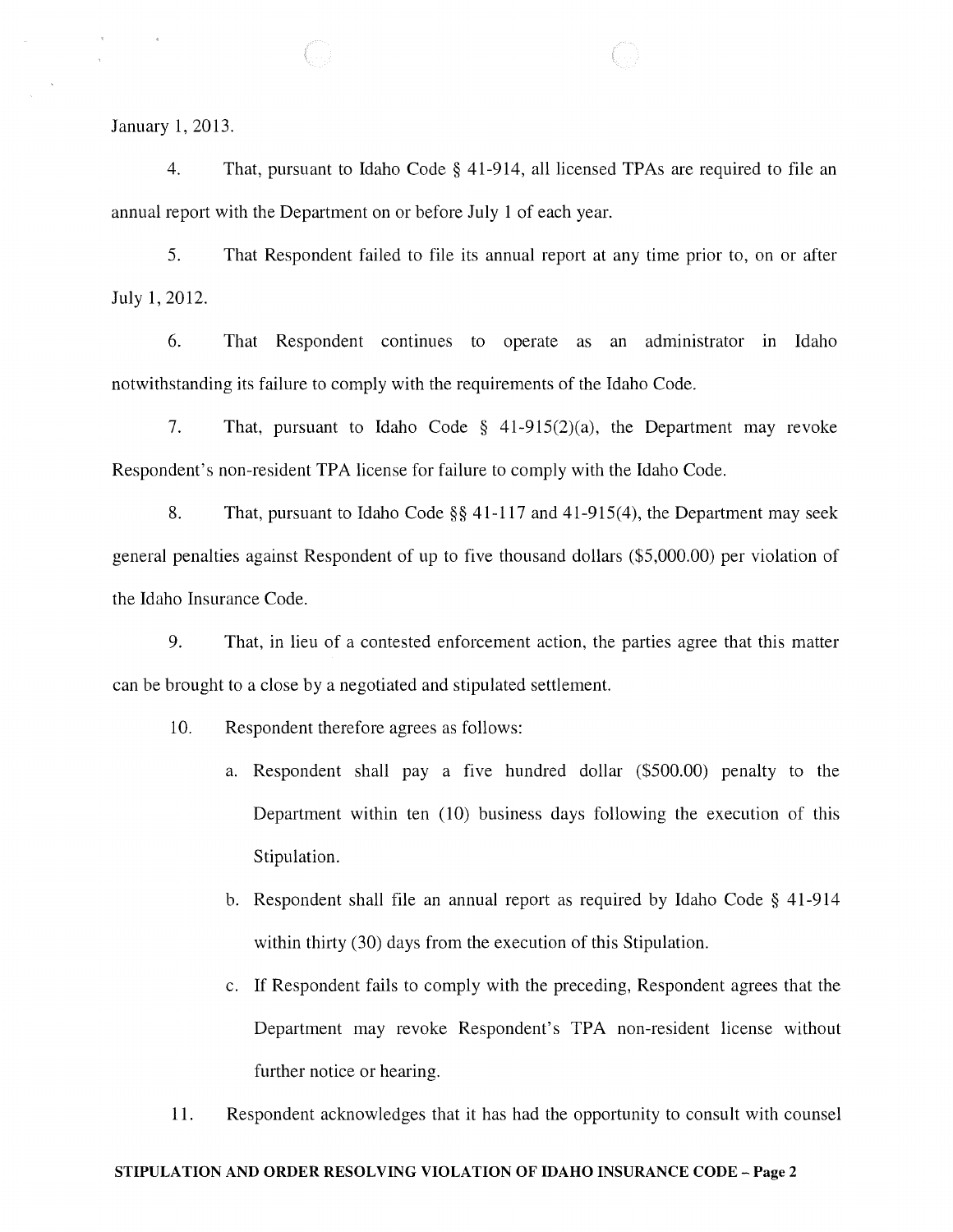January 1, 2013.

4. That, pursuant to Idaho Code § 41-914, all licensed TPAs are required to file an annual report with the Department on or before July 1 of each year.

5. That Respondent failed to file its annual report at any time prior to, on or after July 1, 2012.

6. That Respondent continues to operate as an administrator in Idaho notwithstanding its failure to comply with the requirements of the Idaho Code.

7. That, pursuant to Idaho Code § 41-915(2)(a), the Department may revoke Respondent's non-resident TPA license for failure to comply with the Idaho Code.

8. That, pursuant to Idaho Code §§ 41-117 and 41-915(4), the Department may seek general penalties against Respondent of up to five thousand dollars ($5,000.00) per violation of the Idaho Insurance Code.

9. That, in lieu of a contested enforcement action, the parties agree that this matter can be brought to a close by a negotiated and stipulated settlement.

10. Respondent therefore agrees as follows:

   a. Respondent shall pay a five hundred dollar ($500.00) penalty to the Department within ten (10) business days following the execution of this Stipulation.

   b. Respondent shall file an annual report as required by Idaho Code § 41-914 within thirty (30) days from the execution of this Stipulation.

   c. If Respondent fails to comply with the preceding, Respondent agrees that the Department may revoke Respondent's TPA non-resident license without further notice or hearing.

11. Respondent acknowledges that it has had the opportunity to consult with counsel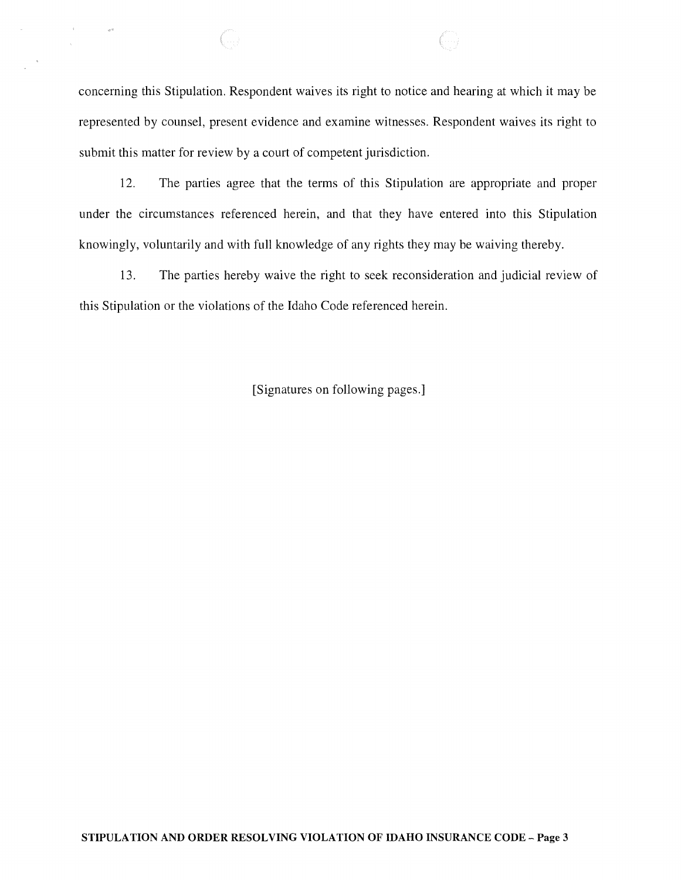concerning this Stipulation. Respondent waives its right to notice and hearing at which it may be represented by counsel, present evidence and examine witnesses. Respondent waives its right to submit this matter for review by a court of competent jurisdiction.

12. The parties agree that the terms of this Stipulation are appropriate and proper under the circumstances referenced herein, and that they have entered into this Stipulation knowingly, voluntarily and with full knowledge of any rights they may be waiving thereby.

13. The parties hereby waive the right to seek reconsideration and judicial review of this Stipulation or the violations of the Idaho Code referenced herein.

[Signatures on following pages.]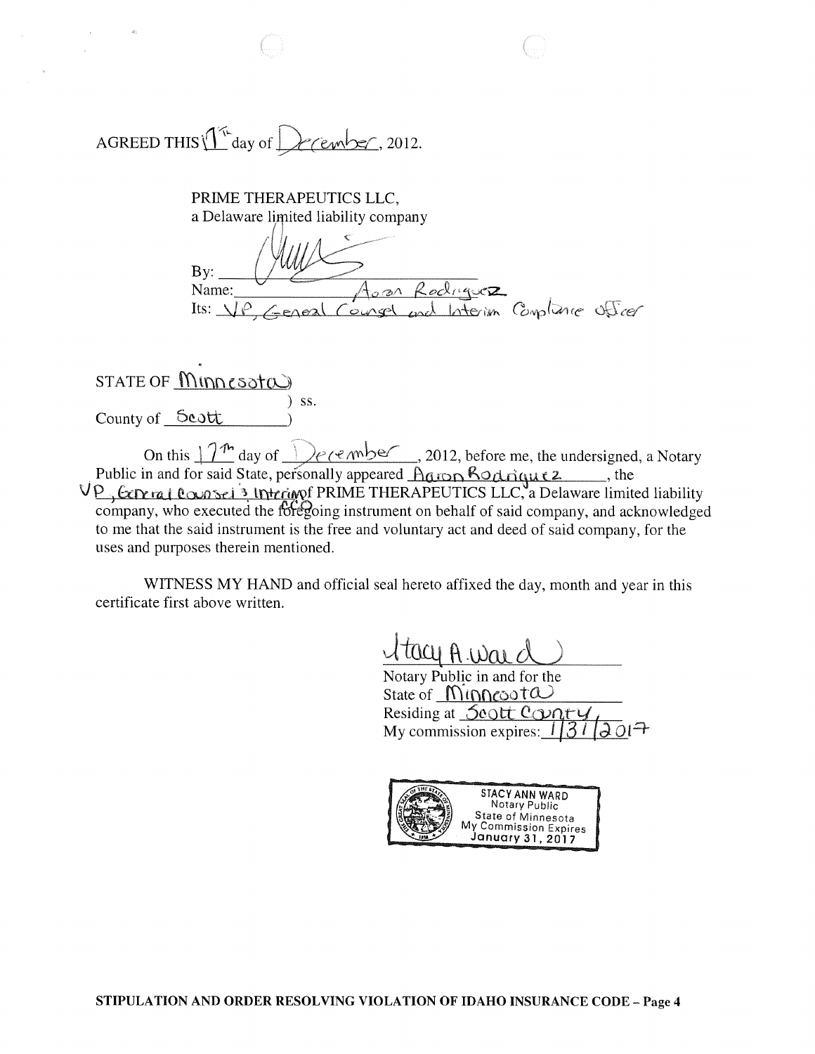AGREED THIS 17th day of December, 2012.

PRIME THERAPEUTICS LLC,
a Delaware limited liability company

By: _______________
Name: Aaron Rodriguez
Its: VP, General Counsel and Interim Compliance Officer

STATE OF Minnesota )
) ss.
County of Scott )

On this 17th day of December, 2012, before me, the undersigned, a Notary Public in and for said State, personally appeared Aaron Rodriguez, the VP, General Counsel & Interim CCO of PRIME THERAPEUTICS LLC, a Delaware limited liability company, who executed the foregoing instrument on behalf of said company, and acknowledged to me that the said instrument is the free and voluntary act and deed of said company, for the uses and purposes therein mentioned.

WITNESS MY HAND and official seal hereto affixed the day, month and year in this certificate first above written.

Stacy A. Ward
Notary Public in and for the
State of Minnesota
Residing at Scott County
My commission expires: 1/31/2017

STACY ANN WARD
Notary Public
State of Minnesota
My Commission Expires
January 31, 2017

**STIPULATION AND ORDER RESOLVING VIOLATION OF IDAHO INSURANCE CODE – Page 4**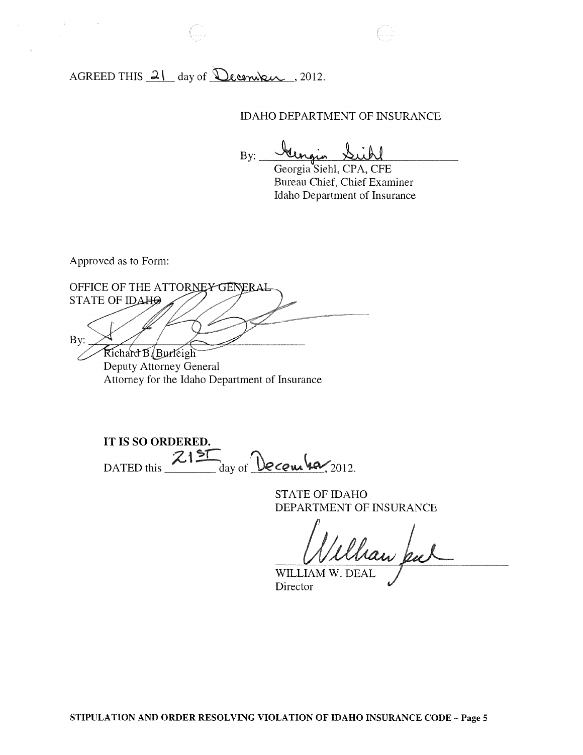AGREED THIS 21 day of December, 2012.

IDAHO DEPARTMENT OF INSURANCE

By: _______________________
Georgia Siehl, CPA, CFE
Bureau Chief, Chief Examiner
Idaho Department of Insurance

Approved as to Form:

OFFICE OF THE ATTORNEY GENERAL
STATE OF IDAHO

By: _______________________
Richard B. Burleigh
Deputy Attorney General
Attorney for the Idaho Department of Insurance

**IT IS SO ORDERED.**

DATED this 21ST day of December, 2012.

STATE OF IDAHO
DEPARTMENT OF INSURANCE

_______________________
WILLIAM W. DEAL
Director

**STIPULATION AND ORDER RESOLVING VIOLATION OF IDAHO INSURANCE CODE – Page 5**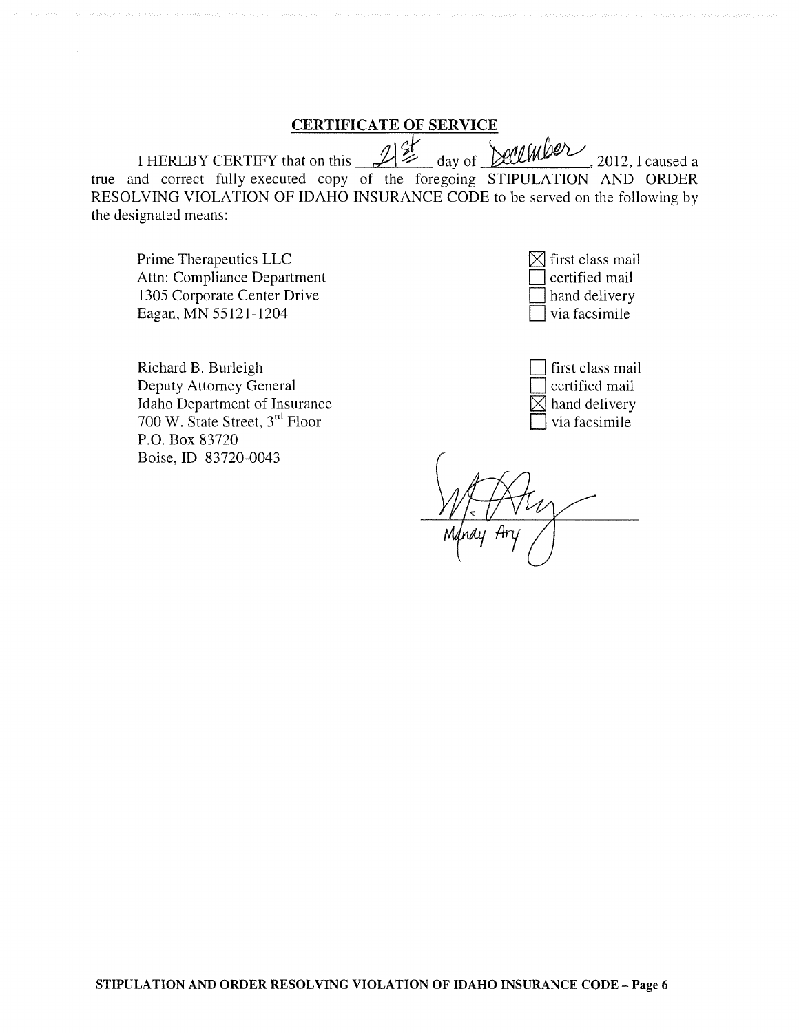## CERTIFICATE OF SERVICE

I HEREBY CERTIFY that on this 21st day of December, 2012, I caused a true and correct fully-executed copy of the foregoing STIPULATION AND ORDER RESOLVING VIOLATION OF IDAHO INSURANCE CODE to be served on the following by the designated means:

Prime Therapeutics LLC
Attn: Compliance Department
1305 Corporate Center Drive
Eagan, MN 55121-1204

- [x] first class mail
- [ ] certified mail
- [ ] hand delivery
- [ ] via facsimile

Richard B. Burleigh
Deputy Attorney General
Idaho Department of Insurance
700 W. State Street, 3rd Floor
P.O. Box 83720
Boise, ID 83720-0043

- [ ] first class mail
- [ ] certified mail
- [x] hand delivery
- [ ] via facsimile

Mandy Ary

**STIPULATION AND ORDER RESOLVING VIOLATION OF IDAHO INSURANCE CODE – Page 6**